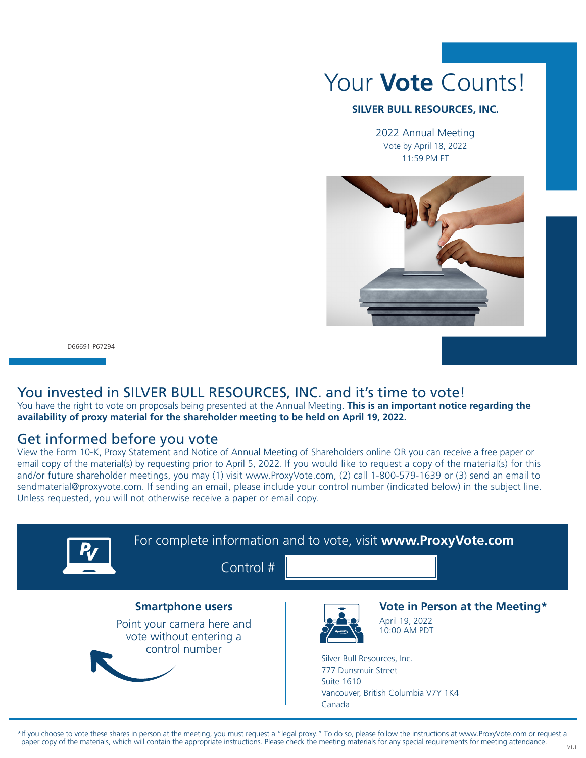# Your **Vote** Counts!

**SILVER BULL RESOURCES, INC.**

2022 Annual Meeting
Vote by April 18, 2022
11:59 PM ET

D66691-P67294

## You invested in SILVER BULL RESOURCES, INC. and it's time to vote!

You have the right to vote on proposals being presented at the Annual Meeting. **This is an important notice regarding the availability of proxy material for the shareholder meeting to be held on April 19, 2022.**

## Get informed before you vote

View the Form 10-K, Proxy Statement and Notice of Annual Meeting of Shareholders online OR you can receive a free paper or email copy of the material(s) by requesting prior to April 5, 2022. If you would like to request a copy of the material(s) for this and/or future shareholder meetings, you may (1) visit www.ProxyVote.com, (2) call 1-800-579-1639 or (3) send an email to sendmaterial@proxyvote.com. If sending an email, please include your control number (indicated below) in the subject line. Unless requested, you will not otherwise receive a paper or email copy.

For complete information and to vote, visit **www.ProxyVote.com**

Control #

### Smartphone users

Point your camera here and vote without entering a control number

### Vote in Person at the Meeting*

April 19, 2022
10:00 AM PDT

Silver Bull Resources, Inc.
777 Dunsmuir Street
Suite 1610
Vancouver, British Columbia V7Y 1K4
Canada

*If you choose to vote these shares in person at the meeting, you must request a "legal proxy." To do so, please follow the instructions at www.ProxyVote.com or request a paper copy of the materials, which will contain the appropriate instructions. Please check the meeting materials for any special requirements for meeting attendance.

V1.1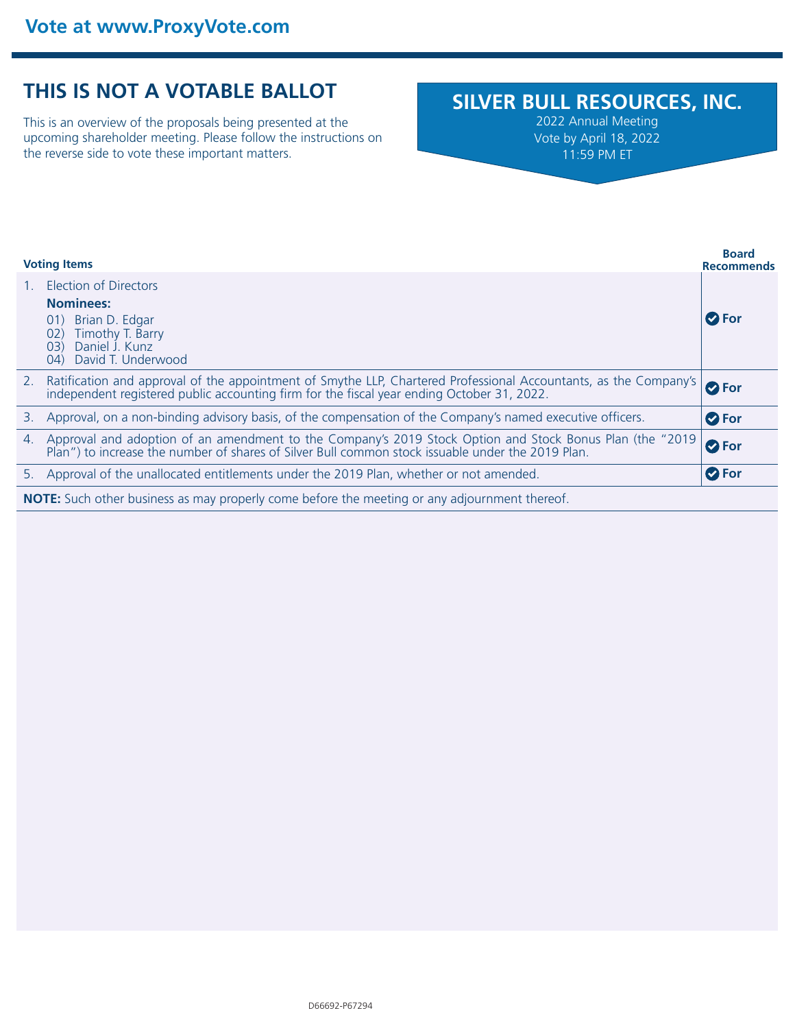**Vote at www.ProxyVote.com**

# THIS IS NOT A VOTABLE BALLOT

This is an overview of the proposals being presented at the upcoming shareholder meeting. Please follow the instructions on the reverse side to vote these important matters.

## SILVER BULL RESOURCES, INC.

2022 Annual Meeting
Vote by April 18, 2022
11:59 PM ET

| Voting Items | Board Recommends |
|---|---|
| 1. Election of Directors<br>**Nominees:**<br>01) Brian D. Edgar<br>02) Timothy T. Barry<br>03) Daniel J. Kunz<br>04) David T. Underwood | For |
| 2. Ratification and approval of the appointment of Smythe LLP, Chartered Professional Accountants, as the Company's independent registered public accounting firm for the fiscal year ending October 31, 2022. | For |
| 3. Approval, on a non-binding advisory basis, of the compensation of the Company's named executive officers. | For |
| 4. Approval and adoption of an amendment to the Company's 2019 Stock Option and Stock Bonus Plan (the "2019 Plan") to increase the number of shares of Silver Bull common stock issuable under the 2019 Plan. | For |
| 5. Approval of the unallocated entitlements under the 2019 Plan, whether or not amended. | For |

**NOTE:** Such other business as may properly come before the meeting or any adjournment thereof.

D66692-P67294